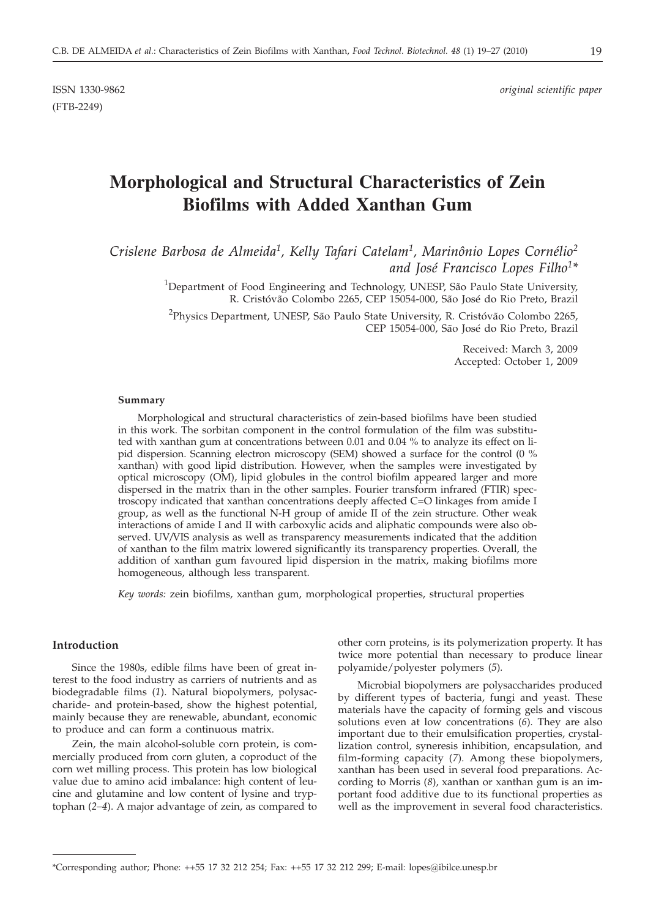ISSN 1330-9862 *original scientific paper*
(FTB-2249)

# Morphological and Structural Characteristics of Zein Biofilms with Added Xanthan Gum

*Crislene Barbosa de Almeida[1], Kelly Tafari Catelam[1], Marinônio Lopes Cornélio[2] and José Francisco Lopes Filho[1]\**

[1]Department of Food Engineering and Technology, UNESP, São Paulo State University, R. Cristóvão Colombo 2265, CEP 15054-000, São José do Rio Preto, Brazil

[2]Physics Department, UNESP, São Paulo State University, R. Cristóvão Colombo 2265, CEP 15054-000, São José do Rio Preto, Brazil

Received: March 3, 2009
Accepted: October 1, 2009

### Summary

Morphological and structural characteristics of zein-based biofilms have been studied in this work. The sorbitan component in the control formulation of the film was substituted with xanthan gum at concentrations between 0.01 and 0.04 % to analyze its effect on lipid dispersion. Scanning electron microscopy (SEM) showed a surface for the control (0 % xanthan) with good lipid distribution. However, when the samples were investigated by optical microscopy (OM), lipid globules in the control biofilm appeared larger and more dispersed in the matrix than in the other samples. Fourier transform infrared (FTIR) spectroscopy indicated that xanthan concentrations deeply affected C=O linkages from amide I group, as well as the functional N-H group of amide II of the zein structure. Other weak interactions of amide I and II with carboxylic acids and aliphatic compounds were also observed. UV/VIS analysis as well as transparency measurements indicated that the addition of xanthan to the film matrix lowered significantly its transparency properties. Overall, the addition of xanthan gum favoured lipid dispersion in the matrix, making biofilms more homogeneous, although less transparent.

*Key words:* zein biofilms, xanthan gum, morphological properties, structural properties

### Introduction

Since the 1980s, edible films have been of great interest to the food industry as carriers of nutrients and as biodegradable films (*1*). Natural biopolymers, polysaccharide- and protein-based, show the highest potential, mainly because they are renewable, abundant, economic to produce and can form a continuous matrix.

Zein, the main alcohol-soluble corn protein, is commercially produced from corn gluten, a coproduct of the corn wet milling process. This protein has low biological value due to amino acid imbalance: high content of leucine and glutamine and low content of lysine and tryptophan (*2–4*). A major advantage of zein, as compared to other corn proteins, is its polymerization property. It has twice more potential than necessary to produce linear polyamide/polyester polymers (*5*).

Microbial biopolymers are polysaccharides produced by different types of bacteria, fungi and yeast. These materials have the capacity of forming gels and viscous solutions even at low concentrations (*6*). They are also important due to their emulsification properties, crystallization control, syneresis inhibition, encapsulation, and film-forming capacity (*7*). Among these biopolymers, xanthan has been used in several food preparations. According to Morris (*8*), xanthan or xanthan gum is an important food additive due to its functional properties as well as the improvement in several food characteristics.

\*Corresponding author; Phone: ++55 17 32 212 254; Fax: ++55 17 32 212 299; E-mail: lopes@ibilce.unesp.br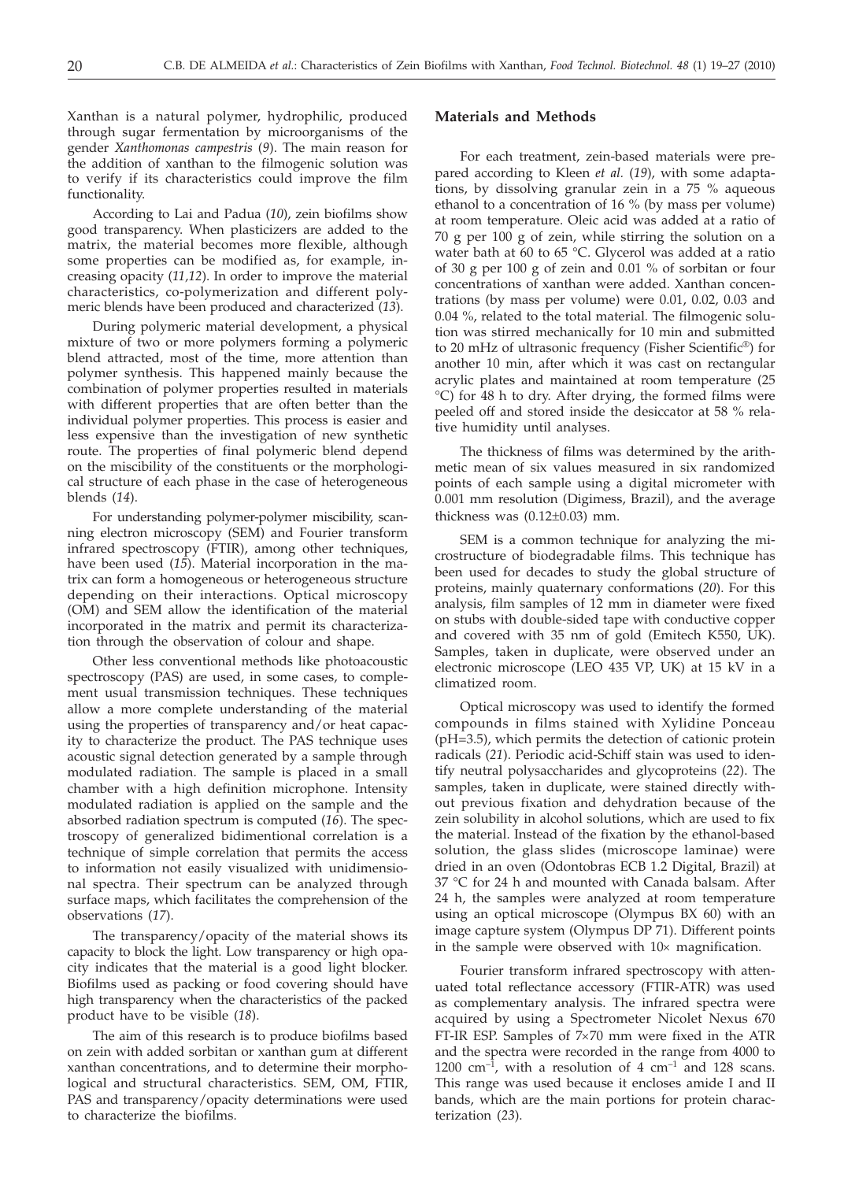Xanthan is a natural polymer, hydrophilic, produced through sugar fermentation by microorganisms of the gender *Xanthomonas campestris* (*9*). The main reason for the addition of xanthan to the filmogenic solution was to verify if its characteristics could improve the film functionality.

According to Lai and Padua (*10*), zein biofilms show good transparency. When plasticizers are added to the matrix, the material becomes more flexible, although some properties can be modified as, for example, increasing opacity (*11,12*). In order to improve the material characteristics, co-polymerization and different polymeric blends have been produced and characterized (*13*).

During polymeric material development, a physical mixture of two or more polymers forming a polymeric blend attracted, most of the time, more attention than polymer synthesis. This happened mainly because the combination of polymer properties resulted in materials with different properties that are often better than the individual polymer properties. This process is easier and less expensive than the investigation of new synthetic route. The properties of final polymeric blend depend on the miscibility of the constituents or the morphological structure of each phase in the case of heterogeneous blends (*14*).

For understanding polymer-polymer miscibility, scanning electron microscopy (SEM) and Fourier transform infrared spectroscopy (FTIR), among other techniques, have been used (*15*). Material incorporation in the matrix can form a homogeneous or heterogeneous structure depending on their interactions. Optical microscopy (OM) and SEM allow the identification of the material incorporated in the matrix and permit its characterization through the observation of colour and shape.

Other less conventional methods like photoacoustic spectroscopy (PAS) are used, in some cases, to complement usual transmission techniques. These techniques allow a more complete understanding of the material using the properties of transparency and/or heat capacity to characterize the product. The PAS technique uses acoustic signal detection generated by a sample through modulated radiation. The sample is placed in a small chamber with a high definition microphone. Intensity modulated radiation is applied on the sample and the absorbed radiation spectrum is computed (*16*). The spectroscopy of generalized bidimentional correlation is a technique of simple correlation that permits the access to information not easily visualized with unidimensional spectra. Their spectrum can be analyzed through surface maps, which facilitates the comprehension of the observations (*17*).

The transparency/opacity of the material shows its capacity to block the light. Low transparency or high opacity indicates that the material is a good light blocker. Biofilms used as packing or food covering should have high transparency when the characteristics of the packed product have to be visible (*18*).

The aim of this research is to produce biofilms based on zein with added sorbitan or xanthan gum at different xanthan concentrations, and to determine their morphological and structural characteristics. SEM, OM, FTIR, PAS and transparency/opacity determinations were used to characterize the biofilms.

## Materials and Methods

For each treatment, zein-based materials were prepared according to Kleen *et al.* (*19*), with some adaptations, by dissolving granular zein in a 75 % aqueous ethanol to a concentration of 16 % (by mass per volume) at room temperature. Oleic acid was added at a ratio of 70 g per 100 g of zein, while stirring the solution on a water bath at 60 to 65 °C. Glycerol was added at a ratio of 30 g per 100 g of zein and 0.01 % of sorbitan or four concentrations of xanthan were added. Xanthan concentrations (by mass per volume) were 0.01, 0.02, 0.03 and 0.04 %, related to the total material. The filmogenic solution was stirred mechanically for 10 min and submitted to 20 mHz of ultrasonic frequency (Fisher Scientific®) for another 10 min, after which it was cast on rectangular acrylic plates and maintained at room temperature (25 °C) for 48 h to dry. After drying, the formed films were peeled off and stored inside the desiccator at 58 % relative humidity until analyses.

The thickness of films was determined by the arithmetic mean of six values measured in six randomized points of each sample using a digital micrometer with 0.001 mm resolution (Digimess, Brazil), and the average thickness was (0.12±0.03) mm.

SEM is a common technique for analyzing the microstructure of biodegradable films. This technique has been used for decades to study the global structure of proteins, mainly quaternary conformations (*20*). For this analysis, film samples of 12 mm in diameter were fixed on stubs with double-sided tape with conductive copper and covered with 35 nm of gold (Emitech K550, UK). Samples, taken in duplicate, were observed under an electronic microscope (LEO 435 VP, UK) at 15 kV in a climatized room.

Optical microscopy was used to identify the formed compounds in films stained with Xylidine Ponceau (pH=3.5), which permits the detection of cationic protein radicals (*21*). Periodic acid-Schiff stain was used to identify neutral polysaccharides and glycoproteins (*22*). The samples, taken in duplicate, were stained directly without previous fixation and dehydration because of the zein solubility in alcohol solutions, which are used to fix the material. Instead of the fixation by the ethanol-based solution, the glass slides (microscope laminae) were dried in an oven (Odontobras ECB 1.2 Digital, Brazil) at 37 °C for 24 h and mounted with Canada balsam. After 24 h, the samples were analyzed at room temperature using an optical microscope (Olympus BX 60) with an image capture system (Olympus DP 71). Different points in the sample were observed with 10× magnification.

Fourier transform infrared spectroscopy with attenuated total reflectance accessory (FTIR-ATR) was used as complementary analysis. The infrared spectra were acquired by using a Spectrometer Nicolet Nexus 670 FT-IR ESP. Samples of 7×70 mm were fixed in the ATR and the spectra were recorded in the range from 4000 to 1200 $cm^{-1}$, with a resolution of 4 $cm^{-1}$ and 128 scans. This range was used because it encloses amide I and II bands, which are the main portions for protein characterization (*23*).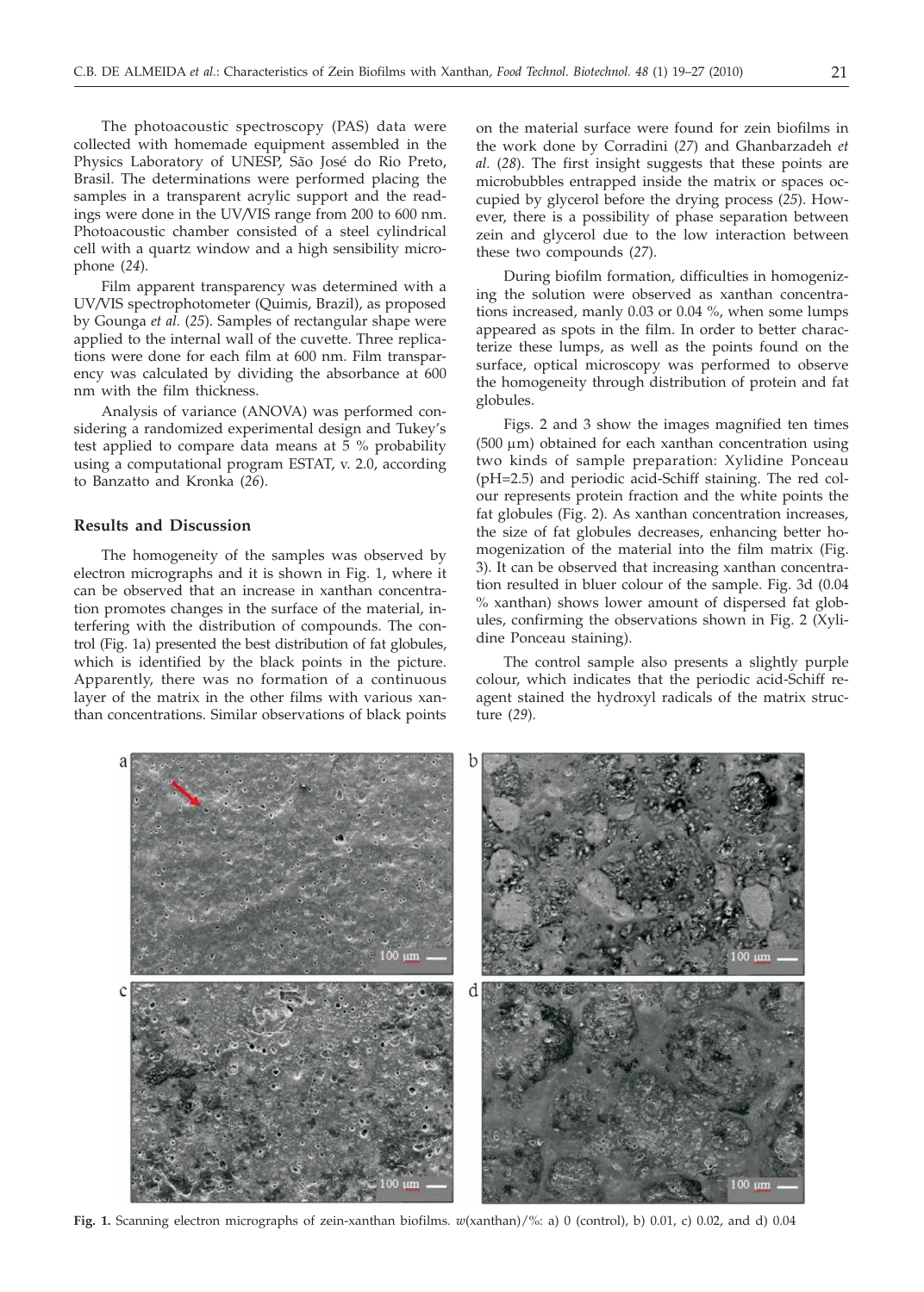The photoacoustic spectroscopy (PAS) data were collected with homemade equipment assembled in the Physics Laboratory of UNESP, São José do Rio Preto, Brasil. The determinations were performed placing the samples in a transparent acrylic support and the readings were done in the UV/VIS range from 200 to 600 nm. Photoacoustic chamber consisted of a steel cylindrical cell with a quartz window and a high sensibility microphone (*24*).

Film apparent transparency was determined with a UV/VIS spectrophotometer (Quimis, Brazil), as proposed by Gounga *et al.* (*25*). Samples of rectangular shape were applied to the internal wall of the cuvette. Three replications were done for each film at 600 nm. Film transparency was calculated by dividing the absorbance at 600 nm with the film thickness.

Analysis of variance (ANOVA) was performed considering a randomized experimental design and Tukey's test applied to compare data means at 5 % probability using a computational program ESTAT, v. 2.0, according to Banzatto and Kronka (*26*).

## Results and Discussion

The homogeneity of the samples was observed by electron micrographs and it is shown in Fig. 1, where it can be observed that an increase in xanthan concentration promotes changes in the surface of the material, interfering with the distribution of compounds. The control (Fig. 1a) presented the best distribution of fat globules, which is identified by the black points in the picture. Apparently, there was no formation of a continuous layer of the matrix in the other films with various xanthan concentrations. Similar observations of black points on the material surface were found for zein biofilms in the work done by Corradini (*27*) and Ghanbarzadeh *et al.* (*28*). The first insight suggests that these points are microbubbles entrapped inside the matrix or spaces occupied by glycerol before the drying process (*25*). However, there is a possibility of phase separation between zein and glycerol due to the low interaction between these two compounds (*27*).

During biofilm formation, difficulties in homogenizing the solution were observed as xanthan concentrations increased, manly 0.03 or 0.04 %, when some lumps appeared as spots in the film. In order to better characterize these lumps, as well as the points found on the surface, optical microscopy was performed to observe the homogeneity through distribution of protein and fat globules.

Figs. 2 and 3 show the images magnified ten times (500 μm) obtained for each xanthan concentration using two kinds of sample preparation: Xylidine Ponceau (pH=2.5) and periodic acid-Schiff staining. The red colour represents protein fraction and the white points the fat globules (Fig. 2). As xanthan concentration increases, the size of fat globules decreases, enhancing better homogenization of the material into the film matrix (Fig. 3). It can be observed that increasing xanthan concentration resulted in bluer colour of the sample. Fig. 3d (0.04 % xanthan) shows lower amount of dispersed fat globules, confirming the observations shown in Fig. 2 (Xylidine Ponceau staining).

The control sample also presents a slightly purple colour, which indicates that the periodic acid-Schiff reagent stained the hydroxyl radicals of the matrix structure (*29*).

**Fig. 1.** Scanning electron micrographs of zein-xanthan biofilms. $w$(xanthan)/%: a) 0 (control), b) 0.01, c) 0.02, and d) 0.04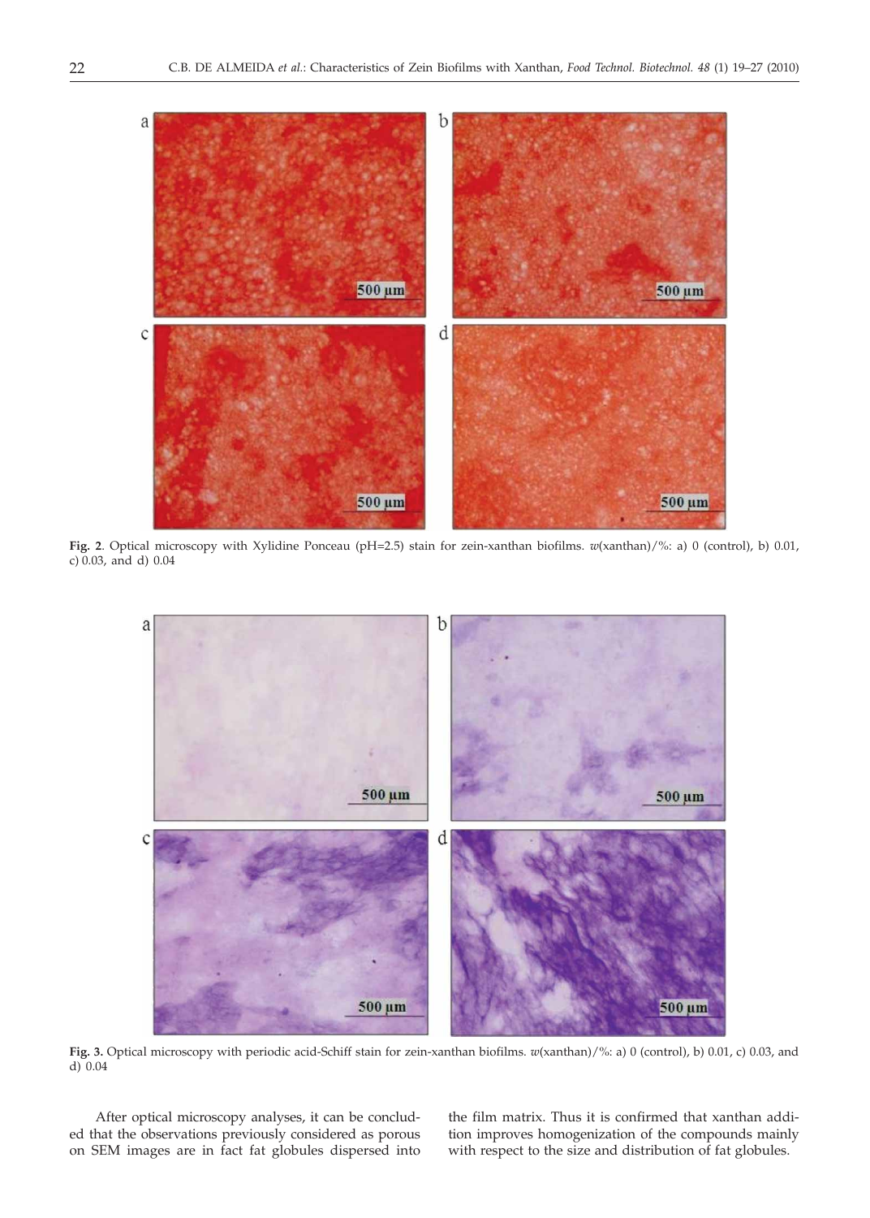**Fig. 2**. Optical microscopy with Xylidine Ponceau (pH=2.5) stain for zein-xanthan biofilms. *w*(xanthan)/%: a) 0 (control), b) 0.01, c) 0.03, and d) 0.04

**Fig. 3.** Optical microscopy with periodic acid-Schiff stain for zein-xanthan biofilms. *w*(xanthan)/%: a) 0 (control), b) 0.01, c) 0.03, and d) 0.04

After optical microscopy analyses, it can be concluded that the observations previously considered as porous on SEM images are in fact fat globules dispersed into the film matrix. Thus it is confirmed that xanthan addition improves homogenization of the compounds mainly with respect to the size and distribution of fat globules.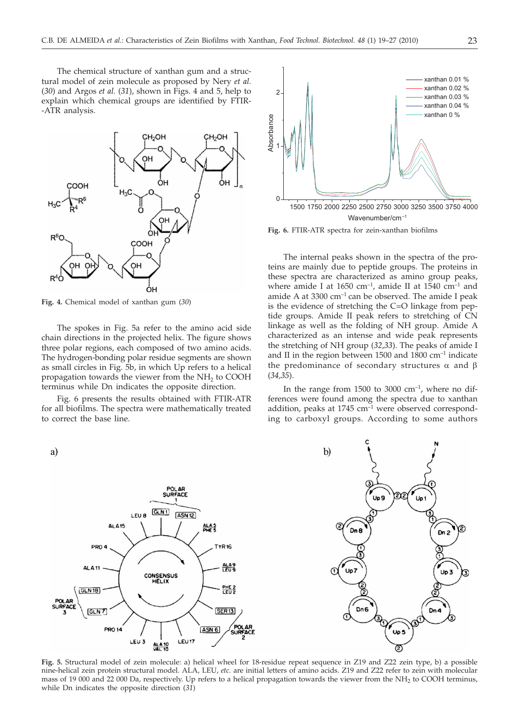The chemical structure of xanthan gum and a structural model of zein molecule as proposed by Nery *et al.* (*30*) and Argos *et al.* (*31*), shown in Figs. 4 and 5, help to explain which chemical groups are identified by FTIR-ATR analysis.

**Fig. 4.** Chemical model of xanthan gum (*30*)

The spokes in Fig. 5a refer to the amino acid side chain directions in the projected helix. The figure shows three polar regions, each composed of two amino acids. The hydrogen-bonding polar residue segments are shown as small circles in Fig. 5b, in which Up refers to a helical propagation towards the viewer from the $NH_2$ to COOH terminus while Dn indicates the opposite direction.

Fig. 6 presents the results obtained with FTIR-ATR for all biofilms. The spectra were mathematically treated to correct the base line.

**Fig. 6.** FTIR-ATR spectra for zein-xanthan biofilms

The internal peaks shown in the spectra of the proteins are mainly due to peptide groups. The proteins in these spectra are characterized as amino group peaks, where amide I at 1650 $cm^{-1}$, amide II at 1540 $cm^{-1}$ and amide A at 3300 $cm^{-1}$ can be observed. The amide I peak is the evidence of stretching the C=O linkage from peptide groups. Amide II peak refers to stretching of CN linkage as well as the folding of NH group. Amide A characterized as an intense and wide peak represents the stretching of NH group (*32*,*33*). The peaks of amide I and II in the region between 1500 and 1800 $cm^{-1}$ indicate the predominance of secondary structures $\alpha$ and $\beta$ (*34*,*35*).

In the range from 1500 to 3000 $cm^{-1}$, where no differences were found among the spectra due to xanthan addition, peaks at 1745 $cm^{-1}$ were observed corresponding to carboxyl groups. According to some authors

**Fig. 5.** Structural model of zein molecule: a) helical wheel for 18-residue repeat sequence in Z19 and Z22 zein type, b) a possible nine-helical zein protein structural model. ALA, LEU, *etc.* are initial letters of amino acids. Z19 and Z22 refer to zein with molecular mass of 19 000 and 22 000 Da, respectively. Up refers to a helical propagation towards the viewer from the $NH_2$ to COOH terminus, while Dn indicates the opposite direction (*31*)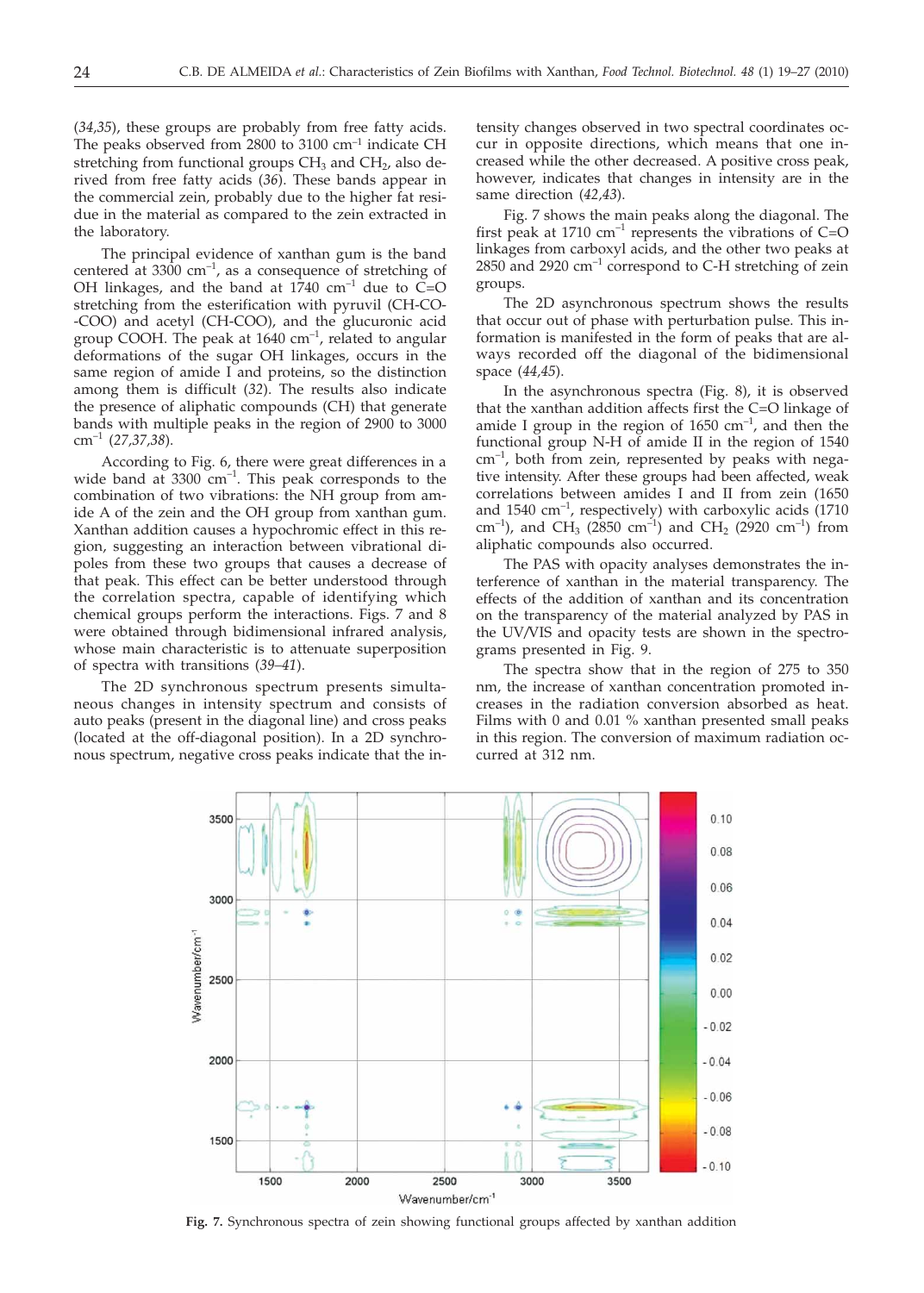(*34,35*), these groups are probably from free fatty acids. The peaks observed from 2800 to 3100 cm$^{-1}$ indicate CH stretching from functional groups $CH_3$ and $CH_2$, also derived from free fatty acids (*36*). These bands appear in the commercial zein, probably due to the higher fat residue in the material as compared to the zein extracted in the laboratory.

The principal evidence of xanthan gum is the band centered at 3300 cm$^{-1}$, as a consequence of stretching of OH linkages, and the band at 1740 cm$^{-1}$ due to C=O stretching from the esterification with pyruvil (CH-CO--COO) and acetyl (CH-COO), and the glucuronic acid group COOH. The peak at 1640 cm$^{-1}$, related to angular deformations of the sugar OH linkages, occurs in the same region of amide I and proteins, so the distinction among them is difficult (*32*). The results also indicate the presence of aliphatic compounds (CH) that generate bands with multiple peaks in the region of 2900 to 3000 cm$^{-1}$ (*27,37,38*).

According to Fig. 6, there were great differences in a wide band at 3300 cm$^{-1}$. This peak corresponds to the combination of two vibrations: the NH group from amide A of the zein and the OH group from xanthan gum. Xanthan addition causes a hypochromic effect in this region, suggesting an interaction between vibrational dipoles from these two groups that causes a decrease of that peak. This effect can be better understood through the correlation spectra, capable of identifying which chemical groups perform the interactions. Figs. 7 and 8 were obtained through bidimensional infrared analysis, whose main characteristic is to attenuate superposition of spectra with transitions (*39–41*).

The 2D synchronous spectrum presents simultaneous changes in intensity spectrum and consists of auto peaks (present in the diagonal line) and cross peaks (located at the off-diagonal position). In a 2D synchronous spectrum, negative cross peaks indicate that the intensity changes observed in two spectral coordinates occur in opposite directions, which means that one increased while the other decreased. A positive cross peak, however, indicates that changes in intensity are in the same direction (*42,43*).

Fig. 7 shows the main peaks along the diagonal. The first peak at 1710 cm$^{-1}$ represents the vibrations of C=O linkages from carboxyl acids, and the other two peaks at 2850 and 2920 cm$^{-1}$ correspond to C-H stretching of zein groups.

The 2D asynchronous spectrum shows the results that occur out of phase with perturbation pulse. This information is manifested in the form of peaks that are always recorded off the diagonal of the bidimensional space (*44,45*).

In the asynchronous spectra (Fig. 8), it is observed that the xanthan addition affects first the C=O linkage of amide I group in the region of 1650 cm$^{-1}$, and then the functional group N-H of amide II in the region of 1540 cm$^{-1}$, both from zein, represented by peaks with negative intensity. After these groups had been affected, weak correlations between amides I and II from zein (1650 and 1540 cm$^{-1}$, respectively) with carboxylic acids (1710 cm$^{-1}$), and $CH_3$ (2850 cm$^{-1}$) and $CH_2$ (2920 cm$^{-1}$) from aliphatic compounds also occurred.

The PAS with opacity analyses demonstrates the interference of xanthan in the material transparency. The effects of the addition of xanthan and its concentration on the transparency of the material analyzed by PAS in the UV/VIS and opacity tests are shown in the spectrograms presented in Fig. 9.

The spectra show that in the region of 275 to 350 nm, the increase of xanthan concentration promoted increases in the radiation conversion absorbed as heat. Films with 0 and 0.01 % xanthan presented small peaks in this region. The conversion of maximum radiation occurred at 312 nm.

**Fig. 7.** Synchronous spectra of zein showing functional groups affected by xanthan addition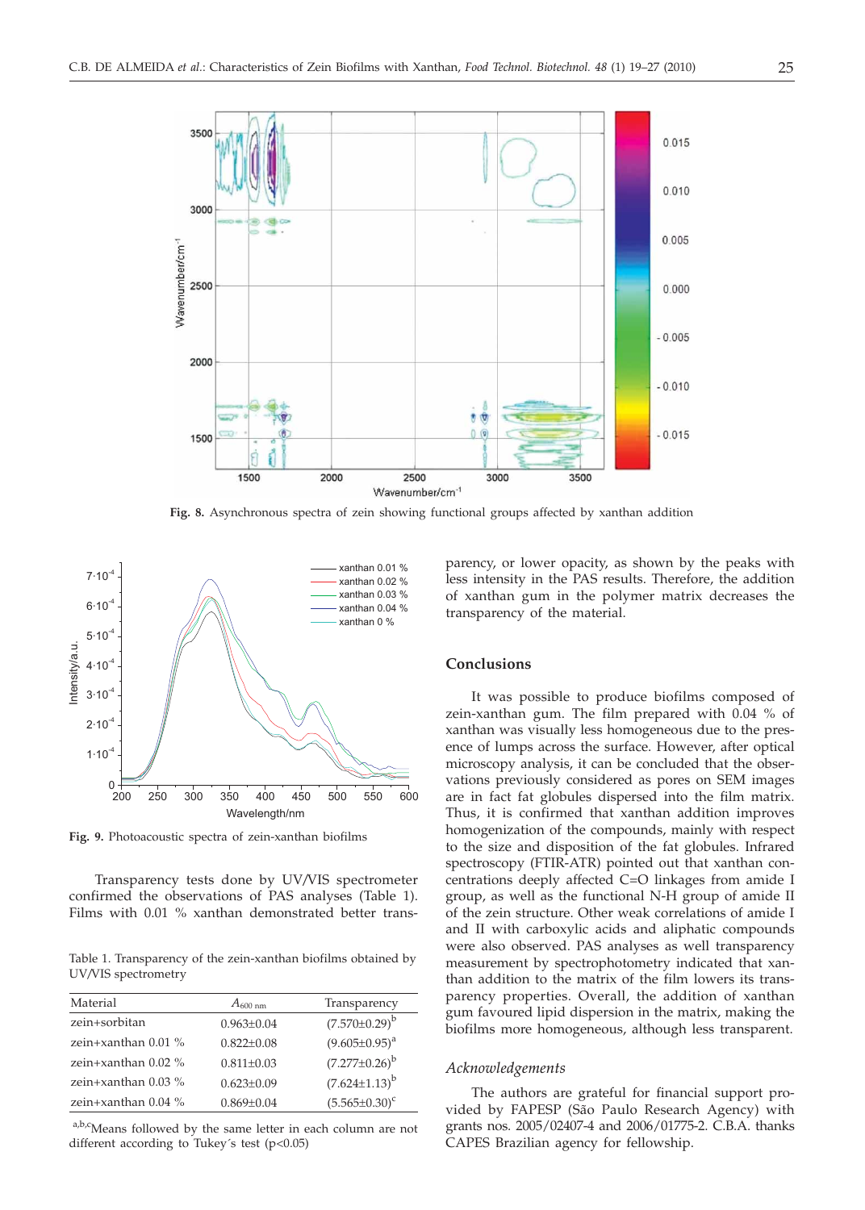Fig. 8. Asynchronous spectra of zein showing functional groups affected by xanthan addition

Fig. 9. Photoacoustic spectra of zein-xanthan biofilms

Transparency tests done by UV/VIS spectrometer confirmed the observations of PAS analyses (Table 1). Films with 0.01 % xanthan demonstrated better transparency, or lower opacity, as shown by the peaks with less intensity in the PAS results. Therefore, the addition of xanthan gum in the polymer matrix decreases the transparency of the material.

Table 1. Transparency of the zein-xanthan biofilms obtained by UV/VIS spectrometry

| Material | $A_{600\ nm}$ | Transparency |
|---|---|---|
| zein+sorbitan | 0.963±0.04 | $(7.570±0.29)^{b}$ |
| zein+xanthan 0.01 % | 0.822±0.08 | $(9.605±0.95)^{a}$ |
| zein+xanthan 0.02 % | 0.811±0.03 | $(7.277±0.26)^{b}$ |
| zein+xanthan 0.03 % | 0.623±0.09 | $(7.624±1.13)^{b}$ |
| zein+xanthan 0.04 % | 0.869±0.04 | $(5.565±0.30)^{c}$ |

[a,b,c]Means followed by the same letter in each column are not different according to Tukey´s test ($p<0.05$)

## Conclusions

It was possible to produce biofilms composed of zein-xanthan gum. The film prepared with 0.04 % of xanthan was visually less homogeneous due to the presence of lumps across the surface. However, after optical microscopy analysis, it can be concluded that the observations previously considered as pores on SEM images are in fact fat globules dispersed into the film matrix. Thus, it is confirmed that xanthan addition improves homogenization of the compounds, mainly with respect to the size and disposition of the fat globules. Infrared spectroscopy (FTIR-ATR) pointed out that xanthan concentrations deeply affected C=O linkages from amide I group, as well as the functional N-H group of amide II of the zein structure. Other weak correlations of amide I and II with carboxylic acids and aliphatic compounds were also observed. PAS analyses as well transparency measurement by spectrophotometry indicated that xanthan addition to the matrix of the film lowers its transparency properties. Overall, the addition of xanthan gum favoured lipid dispersion in the matrix, making the biofilms more homogeneous, although less transparent.

### *Acknowledgements*

The authors are grateful for financial support provided by FAPESP (São Paulo Research Agency) with grants nos. 2005/02407-4 and 2006/01775-2. C.B.A. thanks CAPES Brazilian agency for fellowship.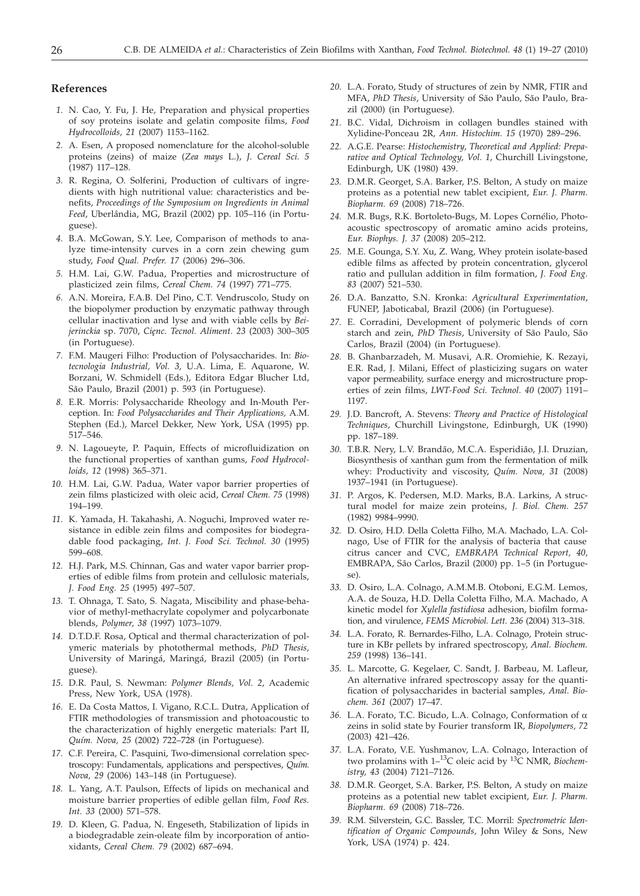## References

1. N. Cao, Y. Fu, J. He, Preparation and physical properties of soy proteins isolate and gelatin composite films, *Food Hydrocolloids, 21* (2007) 1153–1162.
2. A. Esen, A proposed nomenclature for the alcohol-soluble proteins (zeins) of maize (*Zea mays* L.), *J. Cereal Sci. 5* (1987) 117–128.
3. R. Regina, O. Solferini, Production of cultivars of ingredients with high nutritional value: characteristics and benefits, *Proceedings of the Symposium on Ingredients in Animal Feed*, Uberlândia, MG, Brazil (2002) pp. 105–116 (in Portuguese).
4. B.A. McGowan, S.Y. Lee, Comparison of methods to analyze time-intensity curves in a corn zein chewing gum study, *Food Qual. Prefer. 17* (2006) 296–306.
5. H.M. Lai, G.W. Padua, Properties and microstructure of plasticized zein films, *Cereal Chem. 74* (1997) 771–775.
6. A.N. Moreira, F.A.B. Del Pino, C.T. Vendruscolo, Study on the biopolymer production by enzymatic pathway through cellular inactivation and lyse and with viable cells by *Beijerinckia* sp. 7070, *Cięnc. Tecnol. Aliment. 23* (2003) 300–305 (in Portuguese).
7. F.M. Maugeri Filho: Production of Polysaccharides. In: *Biotecnologia Industrial, Vol. 3,* U.A. Lima, E. Aquarone, W. Borzani, W. Schmidell (Eds.), Editora Edgar Blucher Ltd, São Paulo, Brazil (2001) p. 593 (in Portuguese).
8. E.R. Morris: Polysaccharide Rheology and In-Mouth Perception. In: *Food Polysaccharides and Their Applications,* A.M. Stephen (Ed.), Marcel Dekker, New York, USA (1995) pp. 517–546.
9. N. Lagoueyte, P. Paquin, Effects of microfluidization on the functional properties of xanthan gums, *Food Hydrocolloids, 12* (1998) 365–371.
10. H.M. Lai, G.W. Padua, Water vapor barrier properties of zein films plasticized with oleic acid, *Cereal Chem. 75* (1998) 194–199.
11. K. Yamada, H. Takahashi, A. Noguchi, Improved water resistance in edible zein films and composites for biodegradable food packaging, *Int. J. Food Sci. Technol. 30* (1995) 599–608.
12. H.J. Park, M.S. Chinnan, Gas and water vapor barrier properties of edible films from protein and cellulosic materials, *J. Food Eng. 25* (1995) 497–507.
13. T. Ohnaga, T. Sato, S. Nagata, Miscibility and phase-behavior of methyl-methacrylate copolymer and polycarbonate blends, *Polymer, 38* (1997) 1073–1079.
14. D.T.D.F. Rosa, Optical and thermal characterization of polymeric materials by photothermal methods, *PhD Thesis,* University of Maringá, Maringá, Brazil (2005) (in Portuguese).
15. D.R. Paul, S. Newman: *Polymer Blends, Vol. 2*, Academic Press, New York, USA (1978).
16. E. Da Costa Mattos, I. Vigano, R.C.L. Dutra, Application of FTIR methodologies of transmission and photoacoustic to the characterization of highly energetic materials: Part II, *Quím. Nova, 25* (2002) 722–728 (in Portuguese).
17. C.F. Pereira, C. Pasquini, Two-dimensional correlation spectroscopy: Fundamentals, applications and perspectives, *Quím. Nova, 29* (2006) 143–148 (in Portuguese).
18. L. Yang, A.T. Paulson, Effects of lipids on mechanical and moisture barrier properties of edible gellan film, *Food Res. Int. 33* (2000) 571–578.
19. D. Kleen, G. Padua, N. Engeseth, Stabilization of lipids in a biodegradable zein-oleate film by incorporation of antioxidants, *Cereal Chem. 79* (2002) 687–694.
20. L.A. Forato, Study of structures of zein by NMR, FTIR and MFA, *PhD Thesis*, University of São Paulo, São Paulo, Brazil (2000) (in Portuguese).
21. B.C. Vidal, Dichroism in collagen bundles stained with Xylidine-Ponceau 2R, *Ann. Histochim. 15* (1970) 289–296.
22. A.G.E. Pearse: *Histochemistry, Theoretical and Applied: Preparative and Optical Technology, Vol. 1*, Churchill Livingstone, Edinburgh, UK (1980) 439.
23. D.M.R. Georget, S.A. Barker, P.S. Belton, A study on maize proteins as a potential new tablet excipient, *Eur. J. Pharm. Biopharm. 69* (2008) 718–726.
24. M.R. Bugs, R.K. Bortoleto-Bugs, M. Lopes Cornélio, Photoacoustic spectroscopy of aromatic amino acids proteins, *Eur. Biophys. J. 37* (2008) 205–212.
25. M.E. Gounga, S.Y. Xu, Z. Wang, Whey protein isolate-based edible films as affected by protein concentration, glycerol ratio and pullulan addition in film formation, *J. Food Eng. 83* (2007) 521–530.
26. D.A. Banzatto, S.N. Kronka: *Agricultural Experimentation*, FUNEP, Jaboticabal, Brazil (2006) (in Portuguese).
27. E. Corradini, Development of polymeric blends of corn starch and zein, *PhD Thesis*, University of São Paulo, São Carlos, Brazil (2004) (in Portuguese).
28. B. Ghanbarzadeh, M. Musavi, A.R. Oromiehie, K. Rezayi, E.R. Rad, J. Milani, Effect of plasticizing sugars on water vapor permeability, surface energy and microstructure properties of zein films, *LWT-Food Sci. Technol. 40* (2007) 1191–1197.
29. J.D. Bancroft, A. Stevens: *Theory and Practice of Histological Techniques*, Churchill Livingstone, Edinburgh, UK (1990) pp. 187–189.
30. T.B.R. Nery, L.V. Brandão, M.C.A. Esperidião, J.I. Druzian, Biosynthesis of xanthan gum from the fermentation of milk whey: Productivity and viscosity, *Quím. Nova, 31* (2008) 1937–1941 (in Portuguese).
31. P. Argos, K. Pedersen, M.D. Marks, B.A. Larkins, A structural model for maize zein proteins, *J. Biol. Chem. 257* (1982) 9984–9990.
32. D. Osiro, H.D. Della Coletta Filho, M.A. Machado, L.A. Colnago, Use of FTIR for the analysis of bacteria that cause citrus cancer and CVC, *EMBRAPA Technical Report, 40*, EMBRAPA, São Carlos, Brazil (2000) pp. 1–5 (in Portuguese).
33. D. Osiro, L.A. Colnago, A.M.M.B. Otoboni, E.G.M. Lemos, A.A. de Souza, H.D. Della Coletta Filho, M.A. Machado, A kinetic model for *Xylella fastidiosa* adhesion, biofilm formation, and virulence, *FEMS Microbiol. Lett. 236* (2004) 313–318.
34. L.A. Forato, R. Bernardes-Filho, L.A. Colnago, Protein structure in KBr pellets by infrared spectroscopy, *Anal. Biochem. 259* (1998) 136–141.
35. L. Marcotte, G. Kegelaer, C. Sandt, J. Barbeau, M. Lafleur, An alternative infrared spectroscopy assay for the quantification of polysaccharides in bacterial samples, *Anal. Biochem. 361* (2007) 17–47.
36. L.A. Forato, T.C. Bicudo, L.A. Colnago, Conformation of $\alpha$ zeins in solid state by Fourier transform IR, *Biopolymers, 72* (2003) 421–426.
37. L.A. Forato, V.E. Yushmanov, L.A. Colnago, Interaction of two prolamins with 1–$^{13}$C oleic acid by $^{13}$C NMR, *Biochemistry, 43* (2004) 7121–7126.
38. D.M.R. Georget, S.A. Barker, P.S. Belton, A study on maize proteins as a potential new tablet excipient, *Eur. J. Pharm. Biopharm. 69* (2008) 718–726.
39. R.M. Silverstein, G.C. Bassler, T.C. Morril: *Spectrometric Identification of Organic Compounds,* John Wiley & Sons, New York, USA (1974) p. 424.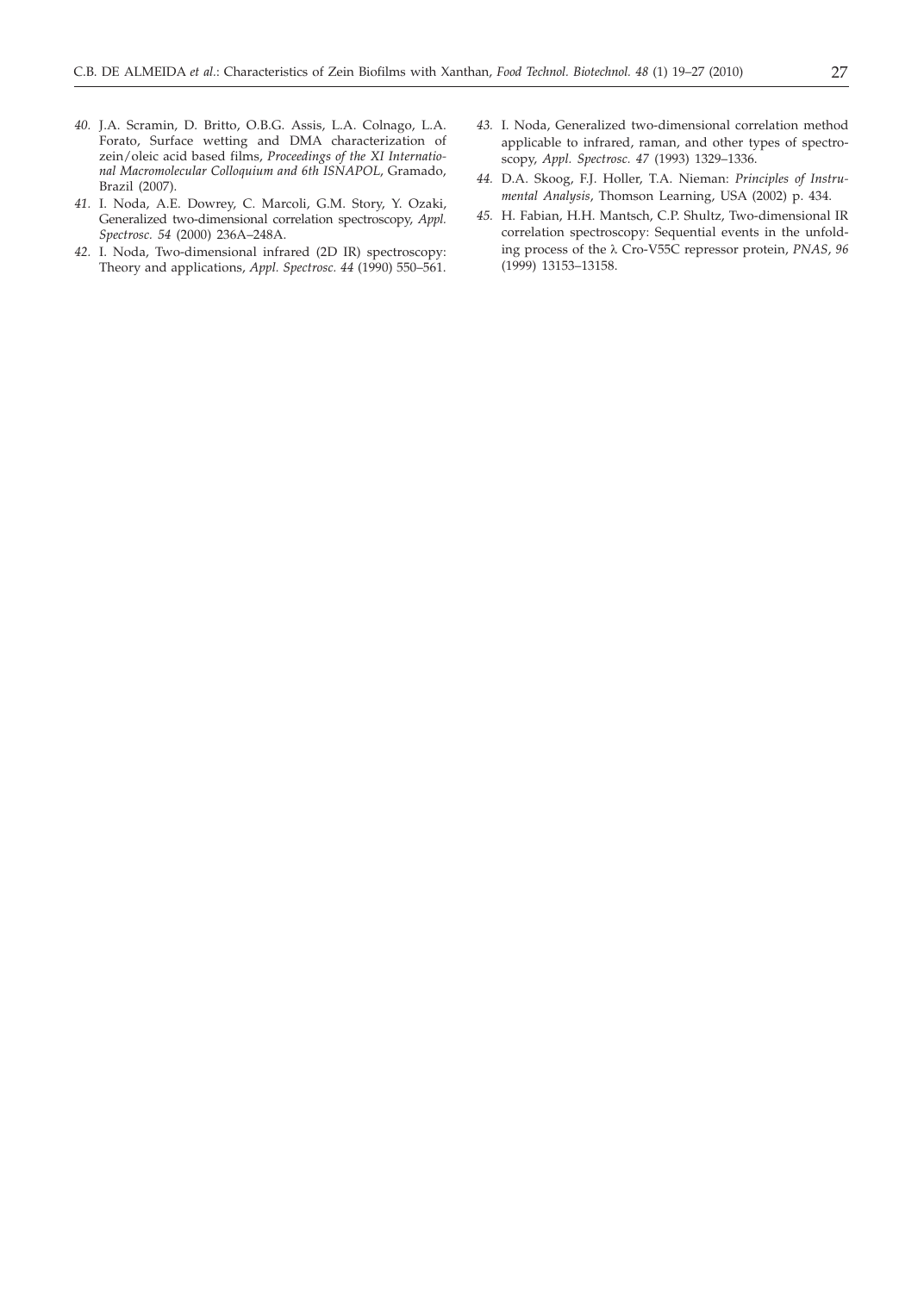*40.* J.A. Scramin, D. Britto, O.B.G. Assis, L.A. Colnago, L.A. Forato, Surface wetting and DMA characterization of zein/oleic acid based films, *Proceedings of the XI International Macromolecular Colloquium and 6th ISNAPOL*, Gramado, Brazil (2007).

*41.* I. Noda, A.E. Dowrey, C. Marcoli, G.M. Story, Y. Ozaki, Generalized two-dimensional correlation spectroscopy, *Appl. Spectrosc. 54* (2000) 236A–248A.

*42.* I. Noda, Two-dimensional infrared (2D IR) spectroscopy: Theory and applications, *Appl. Spectrosc. 44* (1990) 550–561.

*43.* I. Noda, Generalized two-dimensional correlation method applicable to infrared, raman, and other types of spectroscopy, *Appl. Spectrosc. 47* (1993) 1329–1336.

*44.* D.A. Skoog, F.J. Holler, T.A. Nieman: *Principles of Instrumental Analysis*, Thomson Learning, USA (2002) p. 434.

*45.* H. Fabian, H.H. Mantsch, C.P. Shultz, Two-dimensional IR correlation spectroscopy: Sequential events in the unfolding process of the λ Cro-V55C repressor protein, *PNAS*, *96* (1999) 13153–13158.